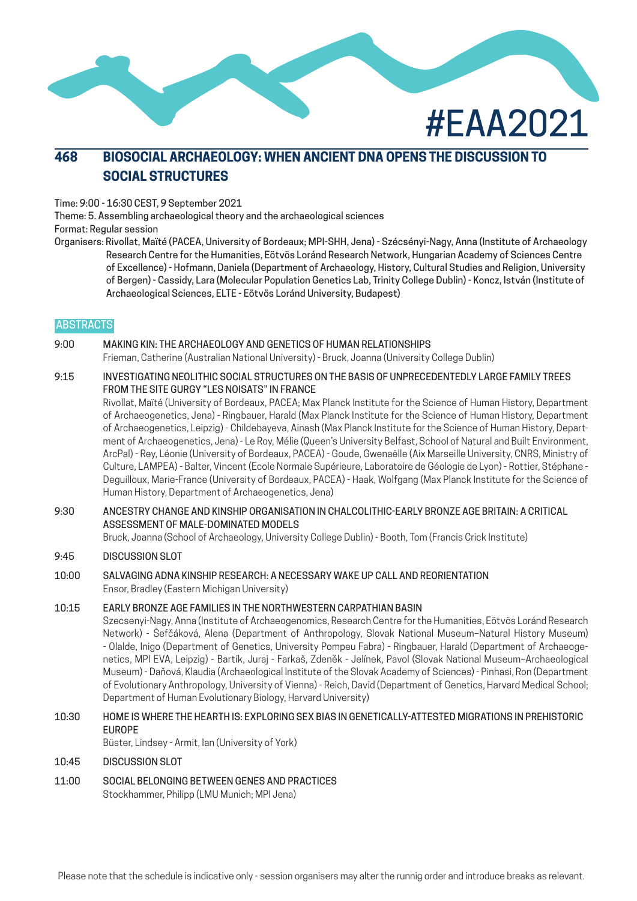# 468 BIOSOCIAL ARCHAEOLOGY: WHEN ANCIENT DNA OPENS THE DISCUSSION TO SOCIAL STRUCTURES

Time: 9:00 - 16:30 CEST, 9 September 2021

Theme: 5. Assembling archaeological theory and the archaeological sciences

Format: Regular session

Organisers: Rivollat, Maïté (PACEA, University of Bordeaux; MPI-SHH, Jena) - Szécsényi-Nagy, Anna (Institute of Archaeology Research Centre for the Humanities, Eötvös Loránd Research Network, Hungarian Academy of Sciences Centre of Excellence) - Hofmann, Daniela (Department of Archaeology, History, Cultural Studies and Religion, University of Bergen) - Cassidy, Lara (Molecular Population Genetics Lab, Trinity College Dublin) - Koncz, István (Institute of Archaeological Sciences, ELTE - Eötvös Loránd University, Budapest)

## ABSTRACTS

**9:00** MAKING KIN: THE ARCHAEOLOGY AND GENETICS OF HUMAN RELATIONSHIPS
Frieman, Catherine (Australian National University) - Bruck, Joanna (University College Dublin)

**9:15** INVESTIGATING NEOLITHIC SOCIAL STRUCTURES ON THE BASIS OF UNPRECEDENTEDLY LARGE FAMILY TREES FROM THE SITE GURGY "LES NOISATS" IN FRANCE
Rivollat, Maïté (University of Bordeaux, PACEA; Max Planck Institute for the Science of Human History, Department of Archaeogenetics, Jena) - Ringbauer, Harald (Max Planck Institute for the Science of Human History, Department of Archaeogenetics, Leipzig) - Childebayeva, Ainash (Max Planck Institute for the Science of Human History, Department of Archaeogenetics, Jena) - Le Roy, Mélie (Queen's University Belfast, School of Natural and Built Environment, ArcPal) - Rey, Léonie (University of Bordeaux, PACEA) - Goude, Gwenaëlle (Aix Marseille University, CNRS, Ministry of Culture, LAMPEA) - Balter, Vincent (Ecole Normale Supérieure, Laboratoire de Géologie de Lyon) - Rottier, Stéphane - Deguilloux, Marie-France (University of Bordeaux, PACEA) - Haak, Wolfgang (Max Planck Institute for the Science of Human History, Department of Archaeogenetics, Jena)

**9:30** ANCESTRY CHANGE AND KINSHIP ORGANISATION IN CHALCOLITHIC-EARLY BRONZE AGE BRITAIN: A CRITICAL ASSESSMENT OF MALE-DOMINATED MODELS
Bruck, Joanna (School of Archaeology, University College Dublin) - Booth, Tom (Francis Crick Institute)

**9:45** DISCUSSION SLOT

**10:00** SALVAGING ADNA KINSHIP RESEARCH: A NECESSARY WAKE UP CALL AND REORIENTATION
Ensor, Bradley (Eastern Michigan University)

**10:15** EARLY BRONZE AGE FAMILIES IN THE NORTHWESTERN CARPATHIAN BASIN
Szecsenyi-Nagy, Anna (Institute of Archaeogenomics, Research Centre for the Humanities, Eötvös Loránd Research Network) - Šefčáková, Alena (Department of Anthropology, Slovak National Museum–Natural History Museum) - Olalde, Inigo (Department of Genetics, University Pompeu Fabra) - Ringbauer, Harald (Department of Archaeogenetics, MPI EVA, Leipzig) - Bartík, Juraj - Farkaš, Zdeněk - Jelínek, Pavol (Slovak National Museum–Archaeological Museum) - Daňová, Klaudia (Archaeological Institute of the Slovak Academy of Sciences) - Pinhasi, Ron (Department of Evolutionary Anthropology, University of Vienna) - Reich, David (Department of Genetics, Harvard Medical School; Department of Human Evolutionary Biology, Harvard University)

**10:30** HOME IS WHERE THE HEARTH IS: EXPLORING SEX BIAS IN GENETICALLY-ATTESTED MIGRATIONS IN PREHISTORIC EUROPE
Büster, Lindsey - Armit, Ian (University of York)

**10:45** DISCUSSION SLOT

**11:00** SOCIAL BELONGING BETWEEN GENES AND PRACTICES
Stockhammer, Philipp (LMU Munich; MPI Jena)

Please note that the schedule is indicative only - session organisers may alter the runnig order and introduce breaks as relevant.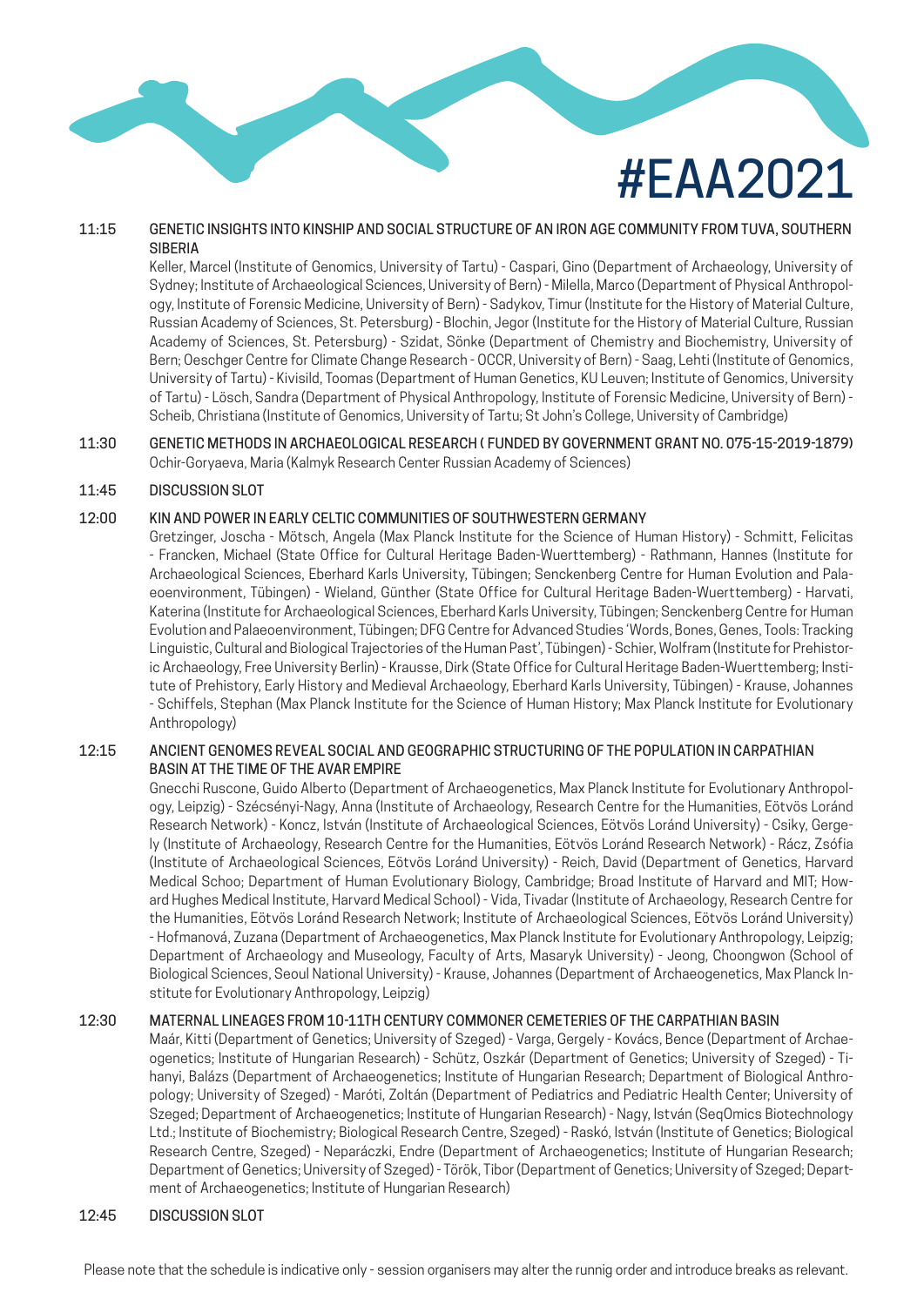**11:15 GENETIC INSIGHTS INTO KINSHIP AND SOCIAL STRUCTURE OF AN IRON AGE COMMUNITY FROM TUVA, SOUTHERN SIBERIA**

Keller, Marcel (Institute of Genomics, University of Tartu) - Caspari, Gino (Department of Archaeology, University of Sydney; Institute of Archaeological Sciences, University of Bern) - Milella, Marco (Department of Physical Anthropology, Institute of Forensic Medicine, University of Bern) - Sadykov, Timur (Institute for the History of Material Culture, Russian Academy of Sciences, St. Petersburg) - Blochin, Jegor (Institute for the History of Material Culture, Russian Academy of Sciences, St. Petersburg) - Szidat, Sönke (Department of Chemistry and Biochemistry, University of Bern; Oeschger Centre for Climate Change Research - OCCR, University of Bern) - Saag, Lehti (Institute of Genomics, University of Tartu) - Kivisild, Toomas (Department of Human Genetics, KU Leuven; Institute of Genomics, University of Tartu) - Lösch, Sandra (Department of Physical Anthropology, Institute of Forensic Medicine, University of Bern) - Scheib, Christiana (Institute of Genomics, University of Tartu; St John's College, University of Cambridge)

**11:30 GENETIC METHODS IN ARCHAEOLOGICAL RESEARCH ( FUNDED BY GOVERNMENT GRANT NO. 075-15-2019-1879)**

Ochir-Goryaeva, Maria (Kalmyk Research Center Russian Academy of Sciences)

**11:45 DISCUSSION SLOT**

**12:00 KIN AND POWER IN EARLY CELTIC COMMUNITIES OF SOUTHWESTERN GERMANY**

Gretzinger, Joscha - Mötsch, Angela (Max Planck Institute for the Science of Human History) - Schmitt, Felicitas - Francken, Michael (State Office for Cultural Heritage Baden-Wuerttemberg) - Rathmann, Hannes (Institute for Archaeological Sciences, Eberhard Karls University, Tübingen; Senckenberg Centre for Human Evolution and Palaeoenvironment, Tübingen) - Wieland, Günther (State Office for Cultural Heritage Baden-Wuerttemberg) - Harvati, Katerina (Institute for Archaeological Sciences, Eberhard Karls University, Tübingen; Senckenberg Centre for Human Evolution and Palaeoenvironment, Tübingen; DFG Centre for Advanced Studies 'Words, Bones, Genes, Tools: Tracking Linguistic, Cultural and Biological Trajectories of the Human Past', Tübingen) - Schier, Wolfram (Institute for Prehistoric Archaeology, Free University Berlin) - Krausse, Dirk (State Office for Cultural Heritage Baden-Wuerttemberg; Institute of Prehistory, Early History and Medieval Archaeology, Eberhard Karls University, Tübingen) - Krause, Johannes - Schiffels, Stephan (Max Planck Institute for the Science of Human History; Max Planck Institute for Evolutionary Anthropology)

**12:15 ANCIENT GENOMES REVEAL SOCIAL AND GEOGRAPHIC STRUCTURING OF THE POPULATION IN CARPATHIAN BASIN AT THE TIME OF THE AVAR EMPIRE**

Gnecchi Ruscone, Guido Alberto (Department of Archaeogenetics, Max Planck Institute for Evolutionary Anthropology, Leipzig) - Szécsényi-Nagy, Anna (Institute of Archaeology, Research Centre for the Humanities, Eötvös Loránd Research Network) - Koncz, István (Institute of Archaeological Sciences, Eötvös Loránd University) - Csiky, Gergely (Institute of Archaeology, Research Centre for the Humanities, Eötvös Loránd Research Network) - Rácz, Zsófia (Institute of Archaeological Sciences, Eötvös Loránd University) - Reich, David (Department of Genetics, Harvard Medical Schoo; Department of Human Evolutionary Biology, Cambridge; Broad Institute of Harvard and MIT; Howard Hughes Medical Institute, Harvard Medical School) - Vida, Tivadar (Institute of Archaeology, Research Centre for the Humanities, Eötvös Loránd Research Network; Institute of Archaeological Sciences, Eötvös Loránd University) - Hofmanová, Zuzana (Department of Archaeogenetics, Max Planck Institute for Evolutionary Anthropology, Leipzig; Department of Archaeology and Museology, Faculty of Arts, Masaryk University) - Jeong, Choongwon (School of Biological Sciences, Seoul National University) - Krause, Johannes (Department of Archaeogenetics, Max Planck Institute for Evolutionary Anthropology, Leipzig)

**12:30 MATERNAL LINEAGES FROM 10-11TH CENTURY COMMONER CEMETERIES OF THE CARPATHIAN BASIN**

Maár, Kitti (Department of Genetics; University of Szeged) - Varga, Gergely - Kovács, Bence (Department of Archaeogenetics; Institute of Hungarian Research) - Schütz, Oszkár (Department of Genetics; University of Szeged) - Tihanyi, Balázs (Department of Archaeogenetics; Institute of Hungarian Research; Department of Biological Anthropology; University of Szeged) - Maróti, Zoltán (Department of Pediatrics and Pediatric Health Center; University of Szeged; Department of Archaeogenetics; Institute of Hungarian Research) - Nagy, István (SeqOmics Biotechnology Ltd.; Institute of Biochemistry; Biological Research Centre, Szeged) - Raskó, István (Institute of Genetics; Biological Research Centre, Szeged) - Neparáczki, Endre (Department of Archaeogenetics; Institute of Hungarian Research; Department of Genetics; University of Szeged) - Török, Tibor (Department of Genetics; University of Szeged; Department of Archaeogenetics; Institute of Hungarian Research)

**12:45 DISCUSSION SLOT**

Please note that the schedule is indicative only - session organisers may alter the runnig order and introduce breaks as relevant.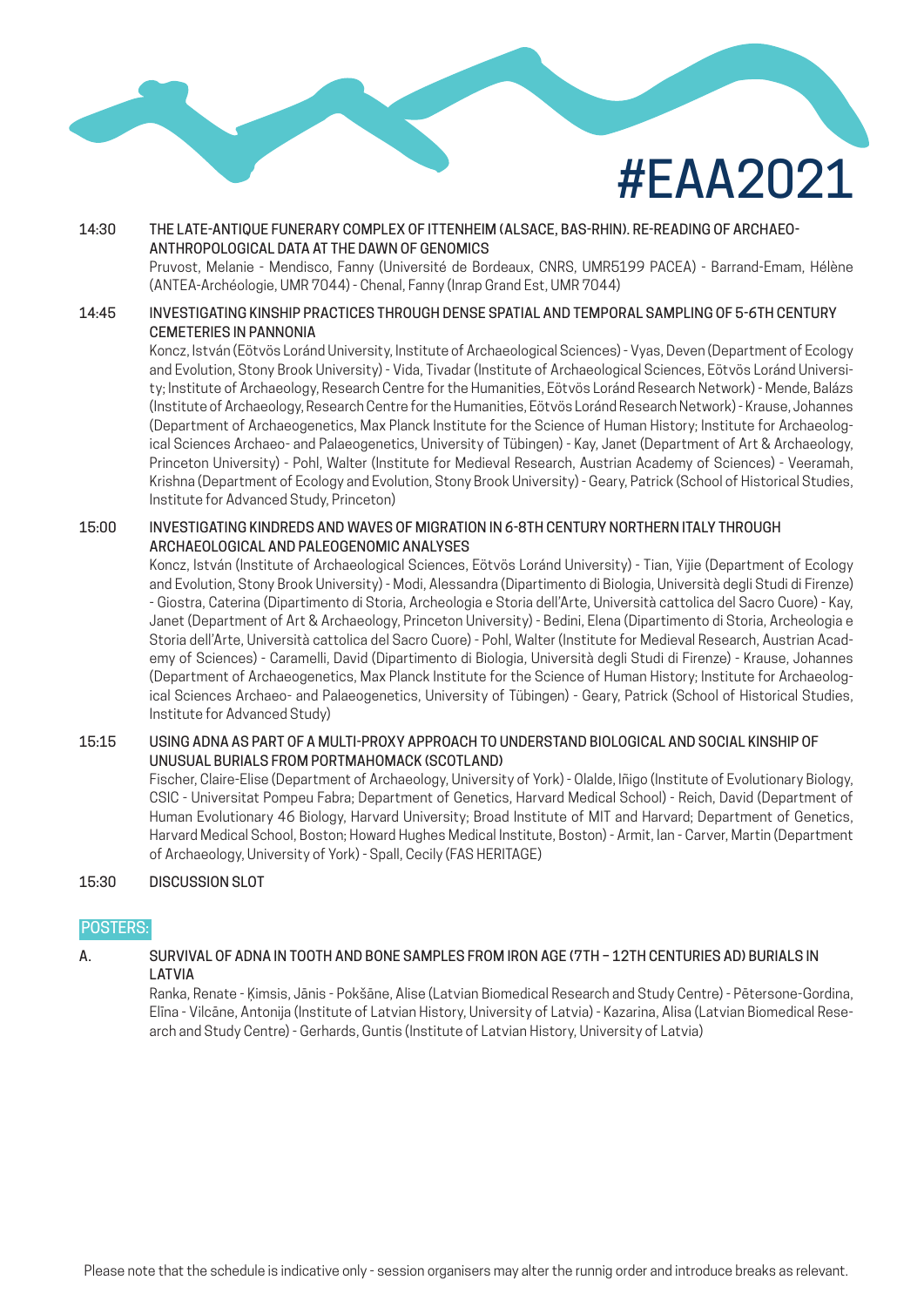14:30 THE LATE-ANTIQUE FUNERARY COMPLEX OF ITTENHEIM (ALSACE, BAS-RHIN). RE-READING OF ARCHAEO-ANTHROPOLOGICAL DATA AT THE DAWN OF GENOMICS

Pruvost, Melanie - Mendisco, Fanny (Université de Bordeaux, CNRS, UMR5199 PACEA) - Barrand-Emam, Hélène (ANTEA-Archéologie, UMR 7044) - Chenal, Fanny (Inrap Grand Est, UMR 7044)

14:45 INVESTIGATING KINSHIP PRACTICES THROUGH DENSE SPATIAL AND TEMPORAL SAMPLING OF 5-6TH CENTURY CEMETERIES IN PANNONIA

Koncz, István (Eötvös Loránd University, Institute of Archaeological Sciences) - Vyas, Deven (Department of Ecology and Evolution, Stony Brook University) - Vida, Tivadar (Institute of Archaeological Sciences, Eötvös Loránd University; Institute of Archaeology, Research Centre for the Humanities, Eötvös Loránd Research Network) - Mende, Balázs (Institute of Archaeology, Research Centre for the Humanities, Eötvös Loránd Research Network) - Krause, Johannes (Department of Archaeogenetics, Max Planck Institute for the Science of Human History; Institute for Archaeological Sciences Archaeo- and Palaeogenetics, University of Tübingen) - Kay, Janet (Department of Art & Archaeology, Princeton University) - Pohl, Walter (Institute for Medieval Research, Austrian Academy of Sciences) - Veeramah, Krishna (Department of Ecology and Evolution, Stony Brook University) - Geary, Patrick (School of Historical Studies, Institute for Advanced Study, Princeton)

15:00 INVESTIGATING KINDREDS AND WAVES OF MIGRATION IN 6-8TH CENTURY NORTHERN ITALY THROUGH ARCHAEOLOGICAL AND PALEOGENOMIC ANALYSES

Koncz, István (Institute of Archaeological Sciences, Eötvös Loránd University) - Tian, Yijie (Department of Ecology and Evolution, Stony Brook University) - Modi, Alessandra (Dipartimento di Biologia, Università degli Studi di Firenze) - Giostra, Caterina (Dipartimento di Storia, Archeologia e Storia dell'Arte, Università cattolica del Sacro Cuore) - Kay, Janet (Department of Art & Archaeology, Princeton University) - Bedini, Elena (Dipartimento di Storia, Archeologia e Storia dell'Arte, Università cattolica del Sacro Cuore) - Pohl, Walter (Institute for Medieval Research, Austrian Academy of Sciences) - Caramelli, David (Dipartimento di Biologia, Università degli Studi di Firenze) - Krause, Johannes (Department of Archaeogenetics, Max Planck Institute for the Science of Human History; Institute for Archaeological Sciences Archaeo- and Palaeogenetics, University of Tübingen) - Geary, Patrick (School of Historical Studies, Institute for Advanced Study)

15:15 USING ADNA AS PART OF A MULTI-PROXY APPROACH TO UNDERSTAND BIOLOGICAL AND SOCIAL KINSHIP OF UNUSUAL BURIALS FROM PORTMAHOMACK (SCOTLAND)

Fischer, Claire-Elise (Department of Archaeology, University of York) - Olalde, Iñigo (Institute of Evolutionary Biology, CSIC - Universitat Pompeu Fabra; Department of Genetics, Harvard Medical School) - Reich, David (Department of Human Evolutionary 46 Biology, Harvard University; Broad Institute of MIT and Harvard; Department of Genetics, Harvard Medical School, Boston; Howard Hughes Medical Institute, Boston) - Armit, Ian - Carver, Martin (Department of Archaeology, University of York) - Spall, Cecily (FAS HERITAGE)

15:30 DISCUSSION SLOT

POSTERS:

A. SURVIVAL OF ADNA IN TOOTH AND BONE SAMPLES FROM IRON AGE (7TH – 12TH CENTURIES AD) BURIALS IN LATVIA

Ranka, Renate - Ķimsis, Jānis - Pokšāne, Alise (Latvian Biomedical Research and Study Centre) - Pētersone-Gordina, Elīna - Vilcāne, Antonija (Institute of Latvian History, University of Latvia) - Kazarina, Alisa (Latvian Biomedical Research and Study Centre) - Gerhards, Guntis (Institute of Latvian History, University of Latvia)

Please note that the schedule is indicative only - session organisers may alter the runnig order and introduce breaks as relevant.